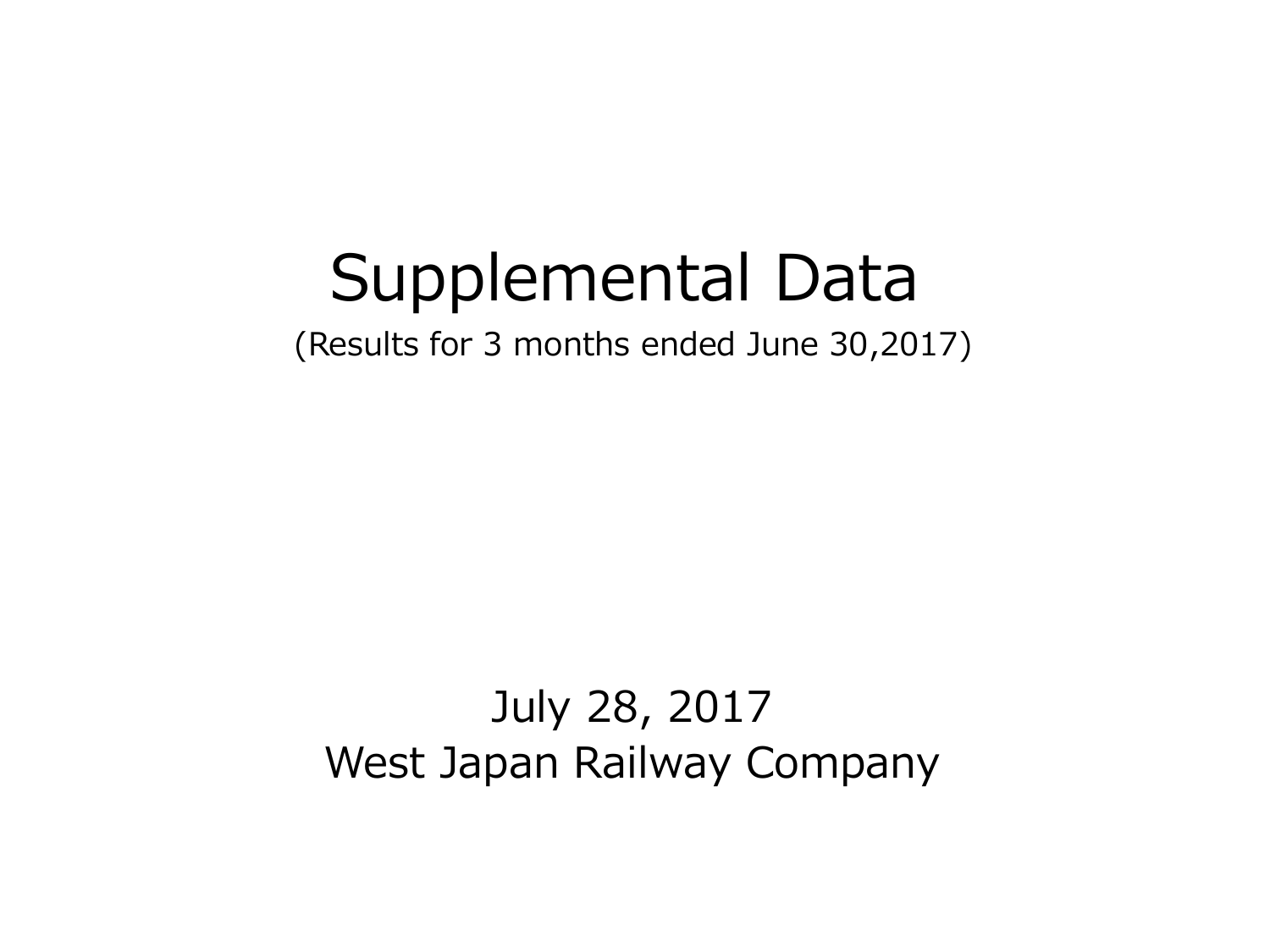# Supplemental Data

(Results for 3 months ended June 30,2017)

July 28, 2017

West Japan Railway Company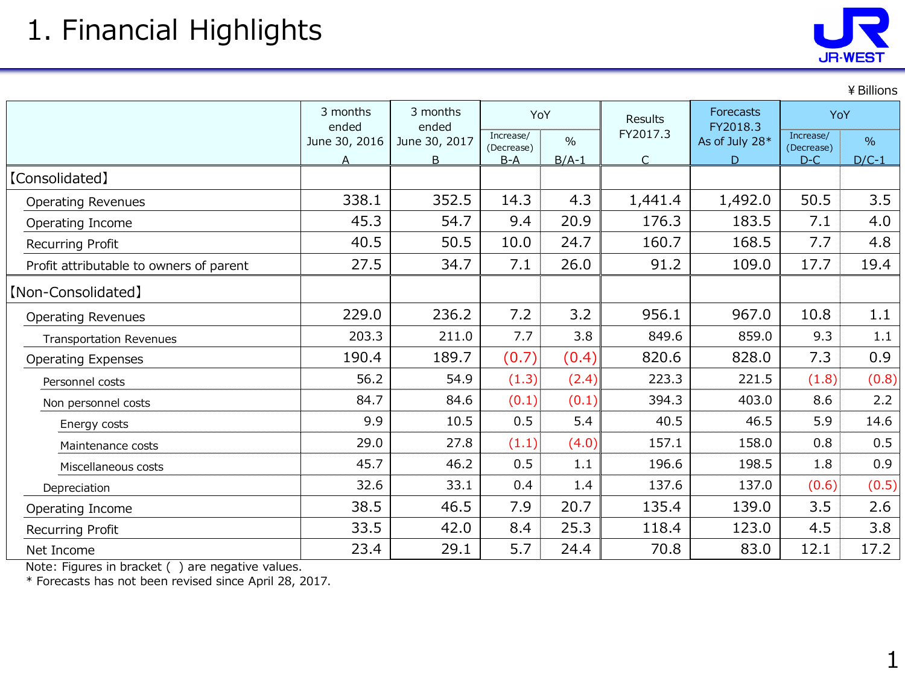# 1. Financial Highlights

¥ Billions

| | 3 months ended June 30, 2016 A | 3 months ended June 30, 2017 B | YoY Increase/ (Decrease) B-A | YoY % B/A-1 | Results FY2017.3 C | Forecasts FY2018.3 As of July 28* D | YoY Increase/ (Decrease) D-C | YoY % D/C-1 |
|---|---|---|---|---|---|---|---|---|
| 【Consolidated】 | | | | | | | | |
| Operating Revenues | 338.1 | 352.5 | 14.3 | 4.3 | 1,441.4 | 1,492.0 | 50.5 | 3.5 |
| Operating Income | 45.3 | 54.7 | 9.4 | 20.9 | 176.3 | 183.5 | 7.1 | 4.0 |
| Recurring Profit | 40.5 | 50.5 | 10.0 | 24.7 | 160.7 | 168.5 | 7.7 | 4.8 |
| Profit attributable to owners of parent | 27.5 | 34.7 | 7.1 | 26.0 | 91.2 | 109.0 | 17.7 | 19.4 |
| 【Non-Consolidated】 | | | | | | | | |
| Operating Revenues | 229.0 | 236.2 | 7.2 | 3.2 | 956.1 | 967.0 | 10.8 | 1.1 |
| Transportation Revenues | 203.3 | 211.0 | 7.7 | 3.8 | 849.6 | 859.0 | 9.3 | 1.1 |
| Operating Expenses | 190.4 | 189.7 | (0.7) | (0.4) | 820.6 | 828.0 | 7.3 | 0.9 |
| Personnel costs | 56.2 | 54.9 | (1.3) | (2.4) | 223.3 | 221.5 | (1.8) | (0.8) |
| Non personnel costs | 84.7 | 84.6 | (0.1) | (0.1) | 394.3 | 403.0 | 8.6 | 2.2 |
| Energy costs | 9.9 | 10.5 | 0.5 | 5.4 | 40.5 | 46.5 | 5.9 | 14.6 |
| Maintenance costs | 29.0 | 27.8 | (1.1) | (4.0) | 157.1 | 158.0 | 0.8 | 0.5 |
| Miscellaneous costs | 45.7 | 46.2 | 0.5 | 1.1 | 196.6 | 198.5 | 1.8 | 0.9 |
| Depreciation | 32.6 | 33.1 | 0.4 | 1.4 | 137.6 | 137.0 | (0.6) | (0.5) |
| Operating Income | 38.5 | 46.5 | 7.9 | 20.7 | 135.4 | 139.0 | 3.5 | 2.6 |
| Recurring Profit | 33.5 | 42.0 | 8.4 | 25.3 | 118.4 | 123.0 | 4.5 | 3.8 |
| Net Income | 23.4 | 29.1 | 5.7 | 24.4 | 70.8 | 83.0 | 12.1 | 17.2 |

Note: Figures in bracket ( ) are negative values.
* Forecasts has not been revised since April 28, 2017.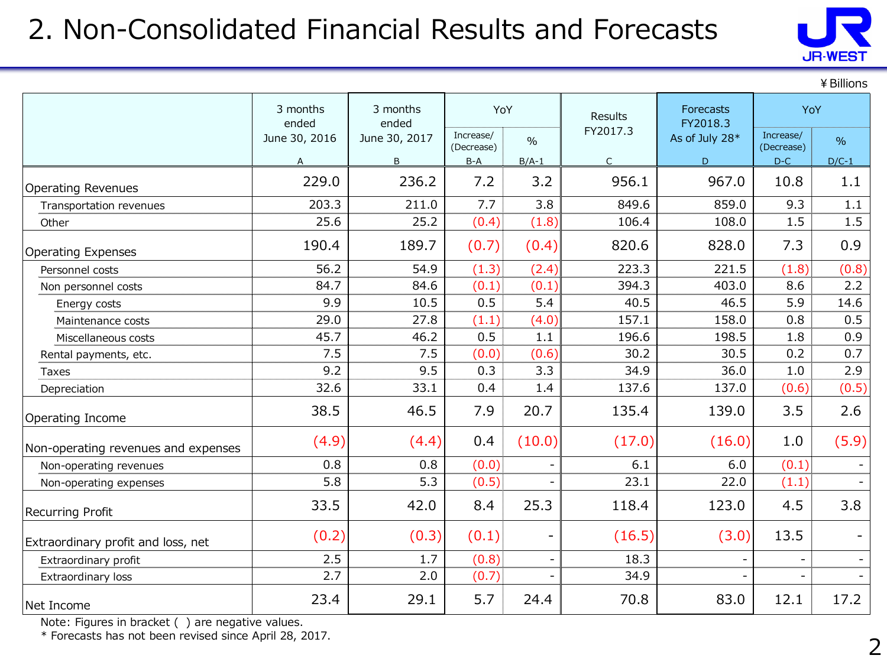# 2. Non-Consolidated Financial Results and Forecasts

¥Billions

| | 3 months ended June 30, 2016 | 3 months ended June 30, 2017 | YoY | | Results FY2017.3 | Forecasts FY2018.3 As of July 28* | YoY | |
|---|---|---|---|---|---|---|---|---|
| | | | Increase/ (Decrease) | % | | | Increase/ (Decrease) | % |
| | A | B | B-A | B/A-1 | C | D | D-C | D/C-1 |
| Operating Revenues | 229.0 | 236.2 | 7.2 | 3.2 | 956.1 | 967.0 | 10.8 | 1.1 |
| Transportation revenues | 203.3 | 211.0 | 7.7 | 3.8 | 849.6 | 859.0 | 9.3 | 1.1 |
| Other | 25.6 | 25.2 | (0.4) | (1.8) | 106.4 | 108.0 | 1.5 | 1.5 |
| Operating Expenses | 190.4 | 189.7 | (0.7) | (0.4) | 820.6 | 828.0 | 7.3 | 0.9 |
| Personnel costs | 56.2 | 54.9 | (1.3) | (2.4) | 223.3 | 221.5 | (1.8) | (0.8) |
| Non personnel costs | 84.7 | 84.6 | (0.1) | (0.1) | 394.3 | 403.0 | 8.6 | 2.2 |
| Energy costs | 9.9 | 10.5 | 0.5 | 5.4 | 40.5 | 46.5 | 5.9 | 14.6 |
| Maintenance costs | 29.0 | 27.8 | (1.1) | (4.0) | 157.1 | 158.0 | 0.8 | 0.5 |
| Miscellaneous costs | 45.7 | 46.2 | 0.5 | 1.1 | 196.6 | 198.5 | 1.8 | 0.9 |
| Rental payments, etc. | 7.5 | 7.5 | (0.0) | (0.6) | 30.2 | 30.5 | 0.2 | 0.7 |
| Taxes | 9.2 | 9.5 | 0.3 | 3.3 | 34.9 | 36.0 | 1.0 | 2.9 |
| Depreciation | 32.6 | 33.1 | 0.4 | 1.4 | 137.6 | 137.0 | (0.6) | (0.5) |
| Operating Income | 38.5 | 46.5 | 7.9 | 20.7 | 135.4 | 139.0 | 3.5 | 2.6 |
| Non-operating revenues and expenses | (4.9) | (4.4) | 0.4 | (10.0) | (17.0) | (16.0) | 1.0 | (5.9) |
| Non-operating revenues | 0.8 | 0.8 | (0.0) | - | 6.1 | 6.0 | (0.1) | - |
| Non-operating expenses | 5.8 | 5.3 | (0.5) | - | 23.1 | 22.0 | (1.1) | - |
| Recurring Profit | 33.5 | 42.0 | 8.4 | 25.3 | 118.4 | 123.0 | 4.5 | 3.8 |
| Extraordinary profit and loss, net | (0.2) | (0.3) | (0.1) | - | (16.5) | (3.0) | 13.5 | - |
| Extraordinary profit | 2.5 | 1.7 | (0.8) | - | 18.3 | - | - | - |
| Extraordinary loss | 2.7 | 2.0 | (0.7) | - | 34.9 | - | - | - |
| Net Income | 23.4 | 29.1 | 5.7 | 24.4 | 70.8 | 83.0 | 12.1 | 17.2 |

Note: Figures in bracket ( ) are negative values.
* Forecasts has not been revised since April 28, 2017.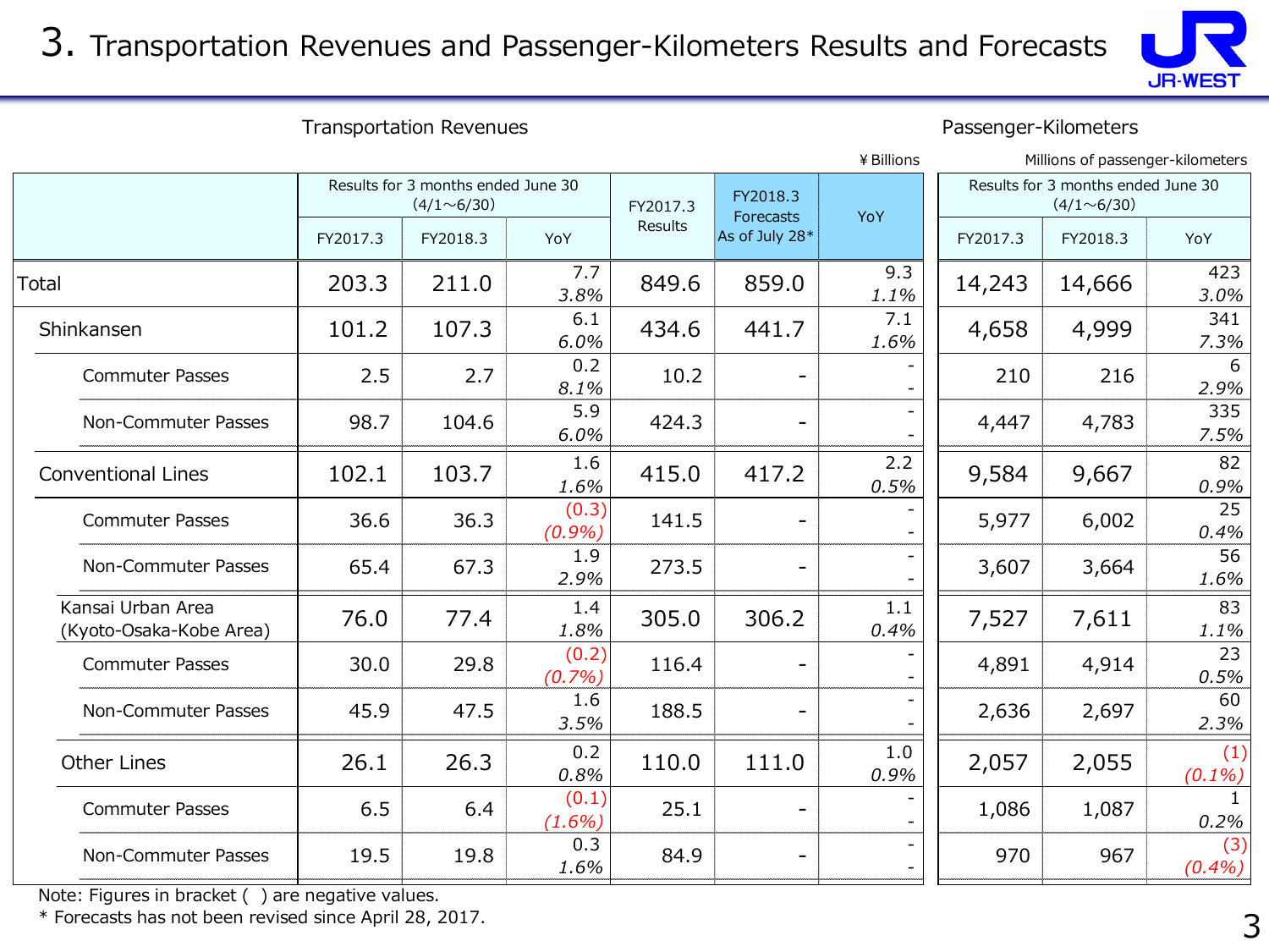# 3. Transportation Revenues and Passenger-Kilometers Results and Forecasts

Transportation Revenues (¥Billions) / Passenger-Kilometers (Millions of passenger-kilometers)

| | Transportation Revenues: Results for 3 months ended June 30 (4/1～6/30) | | | FY2017.3 Results | FY2018.3 Forecasts As of July 28* | YoY | Passenger-Kilometers: Results for 3 months ended June 30 (4/1～6/30) | | |
|---|---|---|---|---|---|---|---|---|---|
| | FY2017.3 | FY2018.3 | YoY | | | | FY2017.3 | FY2018.3 | YoY |
| Total | 203.3 | 211.0 | 7.7 *3.8%* | 849.6 | 859.0 | 9.3 *1.1%* | 14,243 | 14,666 | 423 *3.0%* |
| Shinkansen | 101.2 | 107.3 | 6.1 *6.0%* | 434.6 | 441.7 | 7.1 *1.6%* | 4,658 | 4,999 | 341 *7.3%* |
| Commuter Passes | 2.5 | 2.7 | 0.2 *8.1%* | 10.2 | - | - - | 210 | 216 | 6 *2.9%* |
| Non-Commuter Passes | 98.7 | 104.6 | 5.9 *6.0%* | 424.3 | - | - - | 4,447 | 4,783 | 335 *7.5%* |
| Conventional Lines | 102.1 | 103.7 | 1.6 *1.6%* | 415.0 | 417.2 | 2.2 *0.5%* | 9,584 | 9,667 | 82 *0.9%* |
| Commuter Passes | 36.6 | 36.3 | (0.3) *(0.9%)* | 141.5 | - | - - | 5,977 | 6,002 | 25 *0.4%* |
| Non-Commuter Passes | 65.4 | 67.3 | 1.9 *2.9%* | 273.5 | - | - - | 3,607 | 3,664 | 56 *1.6%* |
| Kansai Urban Area (Kyoto-Osaka-Kobe Area) | 76.0 | 77.4 | 1.4 *1.8%* | 305.0 | 306.2 | 1.1 *0.4%* | 7,527 | 7,611 | 83 *1.1%* |
| Commuter Passes | 30.0 | 29.8 | (0.2) *(0.7%)* | 116.4 | - | - - | 4,891 | 4,914 | 23 *0.5%* |
| Non-Commuter Passes | 45.9 | 47.5 | 1.6 *3.5%* | 188.5 | - | - - | 2,636 | 2,697 | 60 *2.3%* |
| Other Lines | 26.1 | 26.3 | 0.2 *0.8%* | 110.0 | 111.0 | 1.0 *0.9%* | 2,057 | 2,055 | (1) *(0.1%)* |
| Commuter Passes | 6.5 | 6.4 | (0.1) *(1.6%)* | 25.1 | - | - - | 1,086 | 1,087 | 1 *0.2%* |
| Non-Commuter Passes | 19.5 | 19.8 | 0.3 *1.6%* | 84.9 | - | - - | 970 | 967 | (3) *(0.4%)* |

Note: Figures in bracket ( ) are negative values.

\* Forecasts has not been revised since April 28, 2017.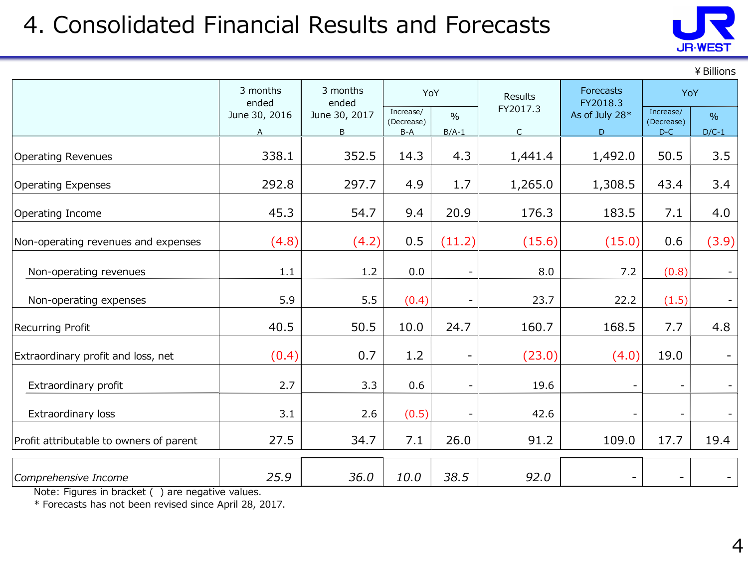# 4. Consolidated Financial Results and Forecasts

¥Billions

| | 3 months ended June 30, 2016<br>A | 3 months ended June 30, 2017<br>B | YoY Increase/(Decrease)<br>B-A | YoY %<br>B/A-1 | Results FY2017.3<br>C | Forecasts FY2018.3 As of July 28*<br>D | YoY Increase/(Decrease)<br>D-C | YoY %<br>D/C-1 |
|---|---|---|---|---|---|---|---|---|
| Operating Revenues | 338.1 | 352.5 | 14.3 | 4.3 | 1,441.4 | 1,492.0 | 50.5 | 3.5 |
| Operating Expenses | 292.8 | 297.7 | 4.9 | 1.7 | 1,265.0 | 1,308.5 | 43.4 | 3.4 |
| Operating Income | 45.3 | 54.7 | 9.4 | 20.9 | 176.3 | 183.5 | 7.1 | 4.0 |
| Non-operating revenues and expenses | (4.8) | (4.2) | 0.5 | (11.2) | (15.6) | (15.0) | 0.6 | (3.9) |
| Non-operating revenues | 1.1 | 1.2 | 0.0 | - | 8.0 | 7.2 | (0.8) | - |
| Non-operating expenses | 5.9 | 5.5 | (0.4) | - | 23.7 | 22.2 | (1.5) | - |
| Recurring Profit | 40.5 | 50.5 | 10.0 | 24.7 | 160.7 | 168.5 | 7.7 | 4.8 |
| Extraordinary profit and loss, net | (0.4) | 0.7 | 1.2 | - | (23.0) | (4.0) | 19.0 | - |
| Extraordinary profit | 2.7 | 3.3 | 0.6 | - | 19.6 | - | - | - |
| Extraordinary loss | 3.1 | 2.6 | (0.5) | - | 42.6 | - | - | - |
| Profit attributable to owners of parent | 27.5 | 34.7 | 7.1 | 26.0 | 91.2 | 109.0 | 17.7 | 19.4 |
| *Comprehensive Income* | *25.9* | *36.0* | *10.0* | *38.5* | *92.0* | - | - | - |

Note: Figures in bracket ( ) are negative values.

* Forecasts has not been revised since April 28, 2017.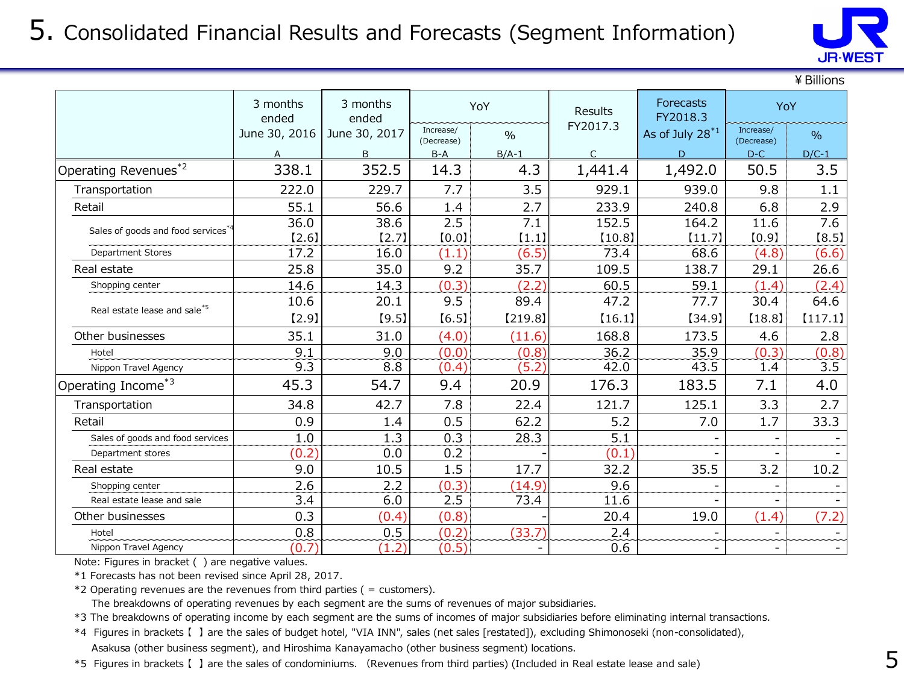# 5. Consolidated Financial Results and Forecasts (Segment Information)

¥ Billions

| | 3 months ended June 30, 2016 | 3 months ended June 30, 2017 | YoY | | Results FY2017.3 | Forecasts FY2018.3 As of July 28[*1] | YoY | |
|---|---|---|---|---|---|---|---|---|
| | | | Increase/ (Decrease) | % | | | Increase/ (Decrease) | % |
| | A | B | B-A | B/A-1 | C | D | D-C | D/C-1 |
| Operating Revenues[*2] | 338.1 | 352.5 | 14.3 | 4.3 | 1,441.4 | 1,492.0 | 50.5 | 3.5 |
| Transportation | 222.0 | 229.7 | 7.7 | 3.5 | 929.1 | 939.0 | 9.8 | 1.1 |
| Retail | 55.1 | 56.6 | 1.4 | 2.7 | 233.9 | 240.8 | 6.8 | 2.9 |
| Sales of goods and food services[*4] | 36.0 【2.6】 | 38.6 【2.7】 | 2.5 【0.0】 | 7.1 【1.1】 | 152.5 【10.8】 | 164.2 【11.7】 | 11.6 【0.9】 | 7.6 【8.5】 |
| Department Stores | 17.2 | 16.0 | (1.1) | (6.5) | 73.4 | 68.6 | (4.8) | (6.6) |
| Real estate | 25.8 | 35.0 | 9.2 | 35.7 | 109.5 | 138.7 | 29.1 | 26.6 |
| Shopping center | 14.6 | 14.3 | (0.3) | (2.2) | 60.5 | 59.1 | (1.4) | (2.4) |
| Real estate lease and sale[*5] | 10.6 【2.9】 | 20.1 【9.5】 | 9.5 【6.5】 | 89.4 【219.8】 | 47.2 【16.1】 | 77.7 【34.9】 | 30.4 【18.8】 | 64.6 【117.1】 |
| Other businesses | 35.1 | 31.0 | (4.0) | (11.6) | 168.8 | 173.5 | 4.6 | 2.8 |
| Hotel | 9.1 | 9.0 | (0.0) | (0.8) | 36.2 | 35.9 | (0.3) | (0.8) |
| Nippon Travel Agency | 9.3 | 8.8 | (0.4) | (5.2) | 42.0 | 43.5 | 1.4 | 3.5 |
| Operating Income[*3] | 45.3 | 54.7 | 9.4 | 20.9 | 176.3 | 183.5 | 7.1 | 4.0 |
| Transportation | 34.8 | 42.7 | 7.8 | 22.4 | 121.7 | 125.1 | 3.3 | 2.7 |
| Retail | 0.9 | 1.4 | 0.5 | 62.2 | 5.2 | 7.0 | 1.7 | 33.3 |
| Sales of goods and food services | 1.0 | 1.3 | 0.3 | 28.3 | 5.1 | - | - | - |
| Department stores | (0.2) | 0.0 | 0.2 | - | (0.1) | - | - | - |
| Real estate | 9.0 | 10.5 | 1.5 | 17.7 | 32.2 | 35.5 | 3.2 | 10.2 |
| Shopping center | 2.6 | 2.2 | (0.3) | (14.9) | 9.6 | - | - | - |
| Real estate lease and sale | 3.4 | 6.0 | 2.5 | 73.4 | 11.6 | - | - | - |
| Other businesses | 0.3 | (0.4) | (0.8) | - | 20.4 | 19.0 | (1.4) | (7.2) |
| Hotel | 0.8 | 0.5 | (0.2) | (33.7) | 2.4 | - | - | - |
| Nippon Travel Agency | (0.7) | (1.2) | (0.5) | - | 0.6 | - | - | - |

Note: Figures in bracket ( ) are negative values.

*1 Forecasts has not been revised since April 28, 2017.

*2 Operating revenues are the revenues from third parties ( = customers).
The breakdowns of operating revenues by each segment are the sums of revenues of major subsidiaries.

*3 The breakdowns of operating income by each segment are the sums of incomes of major subsidiaries before eliminating internal transactions.

*4 Figures in brackets【 】are the sales of budget hotel, "VIA INN", sales (net sales [restated]), excluding Shimonoseki (non-consolidated), Asakusa (other business segment), and Hiroshima Kanayamacho (other business segment) locations.

*5 Figures in brackets【 】are the sales of condominiums. (Revenues from third parties) (Included in Real estate lease and sale)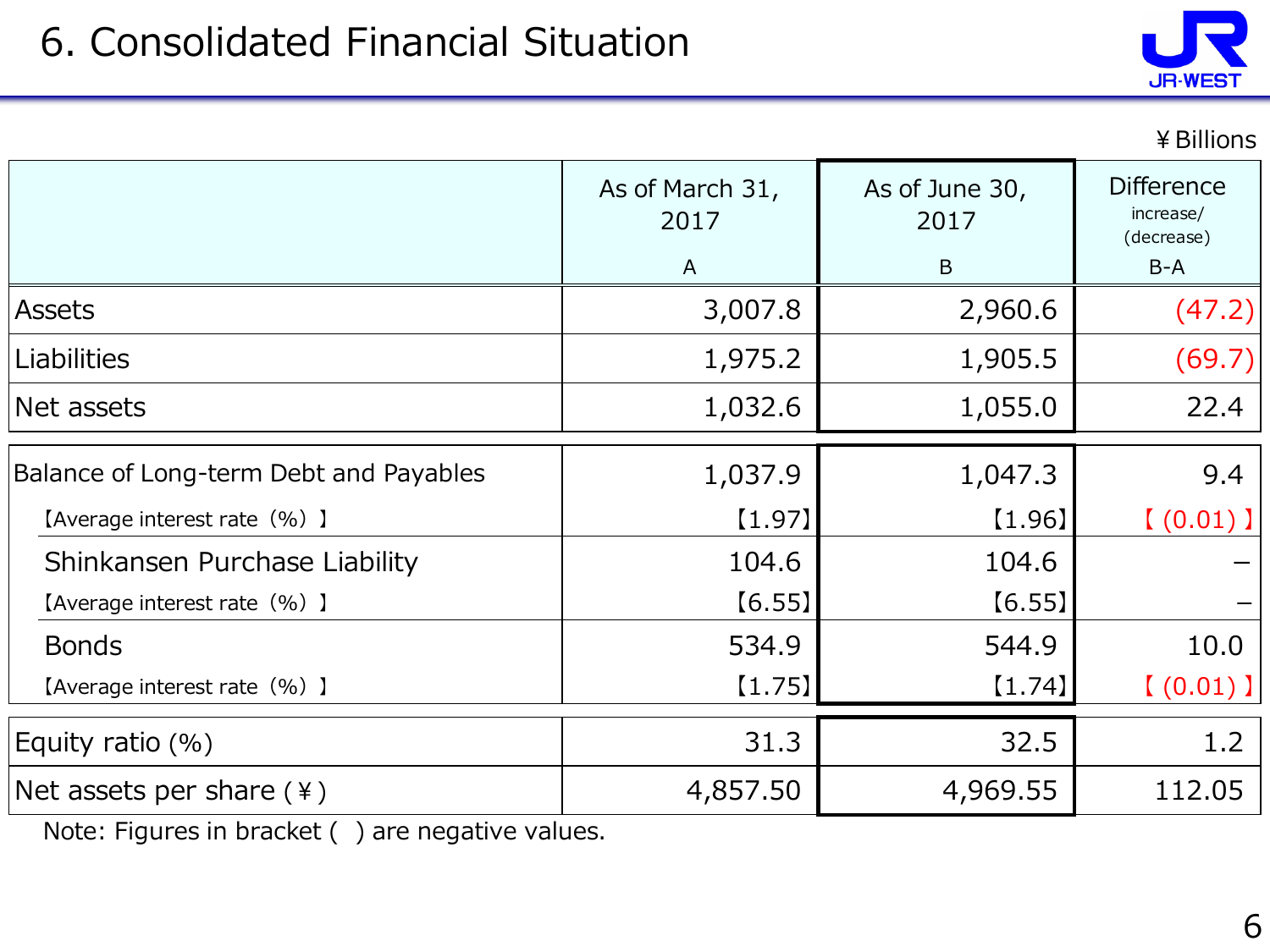# 6. Consolidated Financial Situation

¥Billions

| | As of March 31, 2017<br>A | As of June 30, 2017<br>B | Difference increase/(decrease)<br>B-A |
|---|---|---|---|
| Assets | 3,007.8 | 2,960.6 | (47.2) |
| Liabilities | 1,975.2 | 1,905.5 | (69.7) |
| Net assets | 1,032.6 | 1,055.0 | 22.4 |
| Balance of Long-term Debt and Payables | 1,037.9 | 1,047.3 | 9.4 |
| 【Average interest rate (%)】 | 【1.97】 | 【1.96】 | 【(0.01)】 |
| Shinkansen Purchase Liability | 104.6 | 104.6 | – |
| 【Average interest rate (%)】 | 【6.55】 | 【6.55】 | – |
| Bonds | 534.9 | 544.9 | 10.0 |
| 【Average interest rate (%)】 | 【1.75】 | 【1.74】 | 【(0.01)】 |
| Equity ratio (%) | 31.3 | 32.5 | 1.2 |
| Net assets per share (¥) | 4,857.50 | 4,969.55 | 112.05 |

Note: Figures in bracket ( ) are negative values.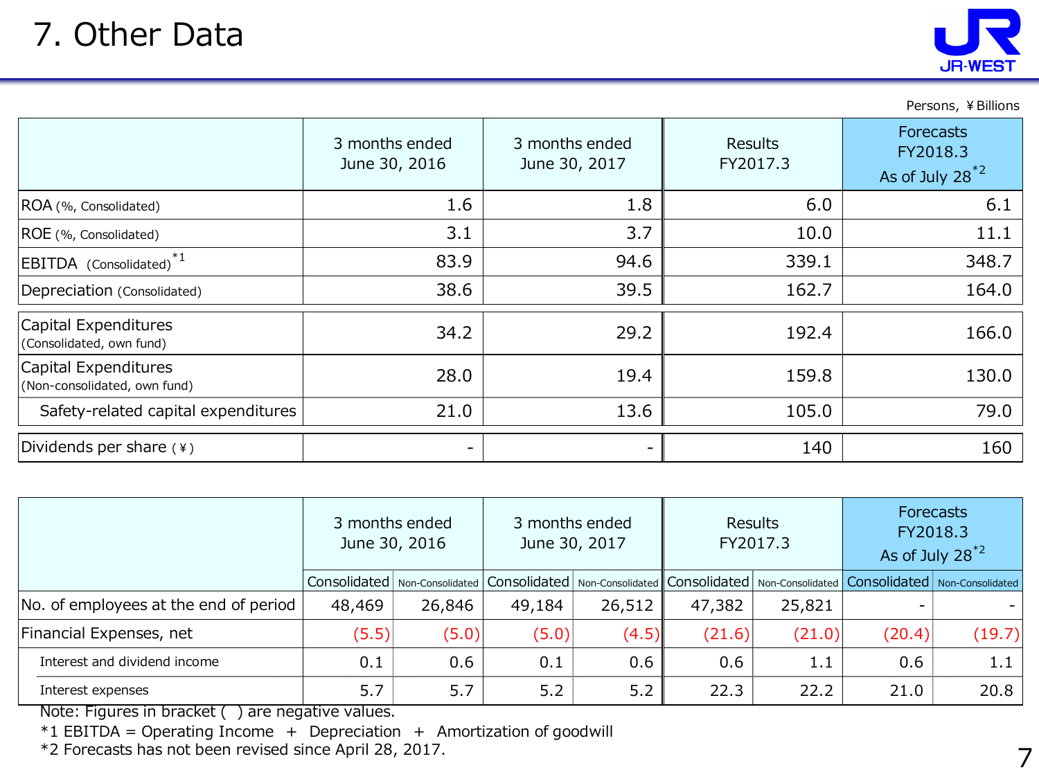# 7. Other Data

Persons, ¥Billions

| | 3 months ended June 30, 2016 | 3 months ended June 30, 2017 | Results FY2017.3 | Forecasts FY2018.3 As of July 28[*2] |
|---|---|---|---|---|
| ROA (%, Consolidated) | 1.6 | 1.8 | 6.0 | 6.1 |
| ROE (%, Consolidated) | 3.1 | 3.7 | 10.0 | 11.1 |
| EBITDA (Consolidated)[*1] | 83.9 | 94.6 | 339.1 | 348.7 |
| Depreciation (Consolidated) | 38.6 | 39.5 | 162.7 | 164.0 |
| Capital Expenditures (Consolidated, own fund) | 34.2 | 29.2 | 192.4 | 166.0 |
| Capital Expenditures (Non-consolidated, own fund) | 28.0 | 19.4 | 159.8 | 130.0 |
| Safety-related capital expenditures | 21.0 | 13.6 | 105.0 | 79.0 |
| Dividends per share (¥) | - | - | 140 | 160 |

| | 3 months ended June 30, 2016 | | 3 months ended June 30, 2017 | | Results FY2017.3 | | Forecasts FY2018.3 As of July 28[*2] | |
|---|---|---|---|---|---|---|---|---|
| | Consolidated | Non-Consolidated | Consolidated | Non-Consolidated | Consolidated | Non-Consolidated | Consolidated | Non-Consolidated |
| No. of employees at the end of period | 48,469 | 26,846 | 49,184 | 26,512 | 47,382 | 25,821 | - | - |
| Financial Expenses, net | (5.5) | (5.0) | (5.0) | (4.5) | (21.6) | (21.0) | (20.4) | (19.7) |
| Interest and dividend income | 0.1 | 0.6 | 0.1 | 0.6 | 0.6 | 1.1 | 0.6 | 1.1 |
| Interest expenses | 5.7 | 5.7 | 5.2 | 5.2 | 22.3 | 22.2 | 21.0 | 20.8 |

Note: Figures in bracket ( ) are negative values.

*1 EBITDA = Operating Income + Depreciation + Amortization of goodwill

*2 Forecasts has not been revised since April 28, 2017.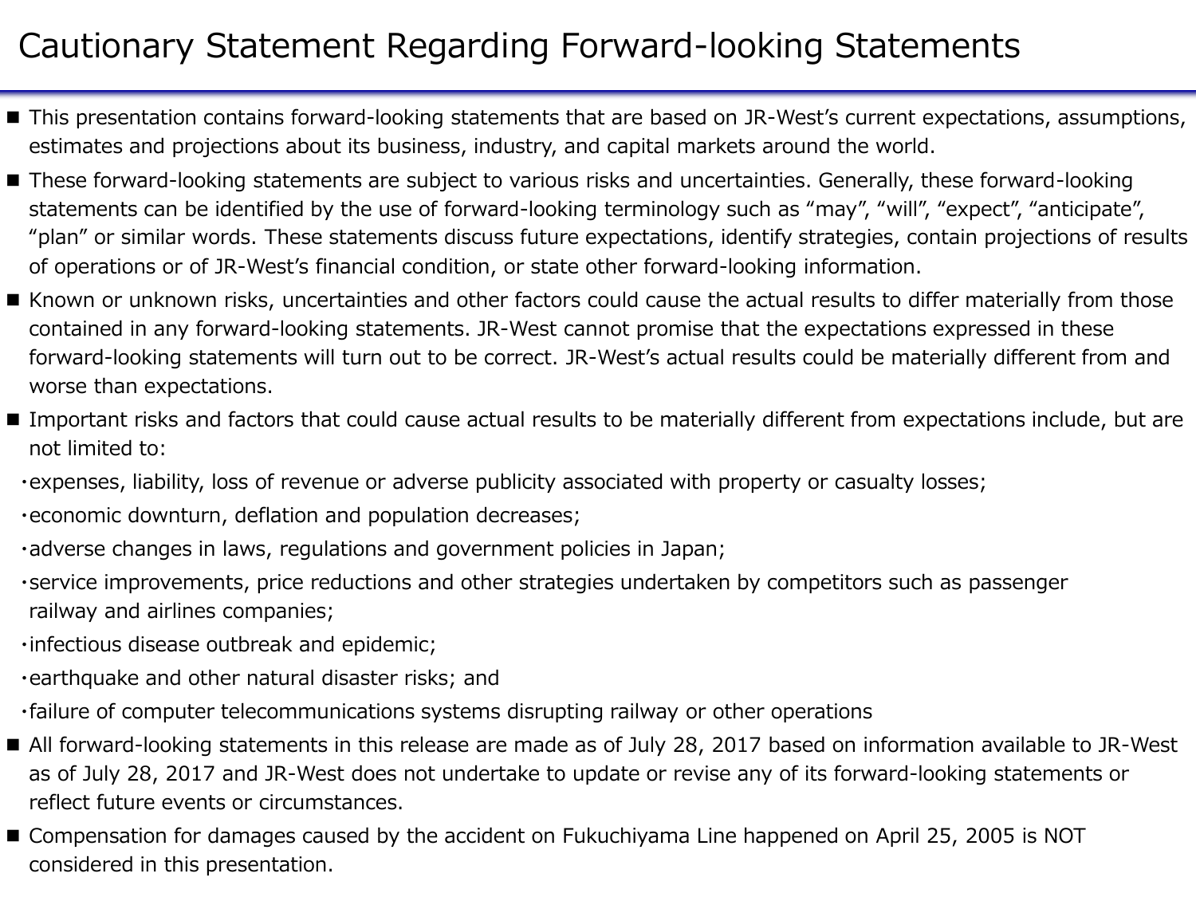# Cautionary Statement Regarding Forward-looking Statements

- This presentation contains forward-looking statements that are based on JR-West's current expectations, assumptions, estimates and projections about its business, industry, and capital markets around the world.
- These forward-looking statements are subject to various risks and uncertainties. Generally, these forward-looking statements can be identified by the use of forward-looking terminology such as "may", "will", "expect", "anticipate", "plan" or similar words. These statements discuss future expectations, identify strategies, contain projections of results of operations or of JR-West's financial condition, or state other forward-looking information.
- Known or unknown risks, uncertainties and other factors could cause the actual results to differ materially from those contained in any forward-looking statements. JR-West cannot promise that the expectations expressed in these forward-looking statements will turn out to be correct. JR-West's actual results could be materially different from and worse than expectations.
- Important risks and factors that could cause actual results to be materially different from expectations include, but are not limited to:
  - expenses, liability, loss of revenue or adverse publicity associated with property or casualty losses;
  - economic downturn, deflation and population decreases;
  - adverse changes in laws, regulations and government policies in Japan;
  - service improvements, price reductions and other strategies undertaken by competitors such as passenger railway and airlines companies;
  - infectious disease outbreak and epidemic;
  - earthquake and other natural disaster risks; and
  - failure of computer telecommunications systems disrupting railway or other operations
- All forward-looking statements in this release are made as of July 28, 2017 based on information available to JR-West as of July 28, 2017 and JR-West does not undertake to update or revise any of its forward-looking statements or reflect future events or circumstances.
- Compensation for damages caused by the accident on Fukuchiyama Line happened on April 25, 2005 is NOT considered in this presentation.